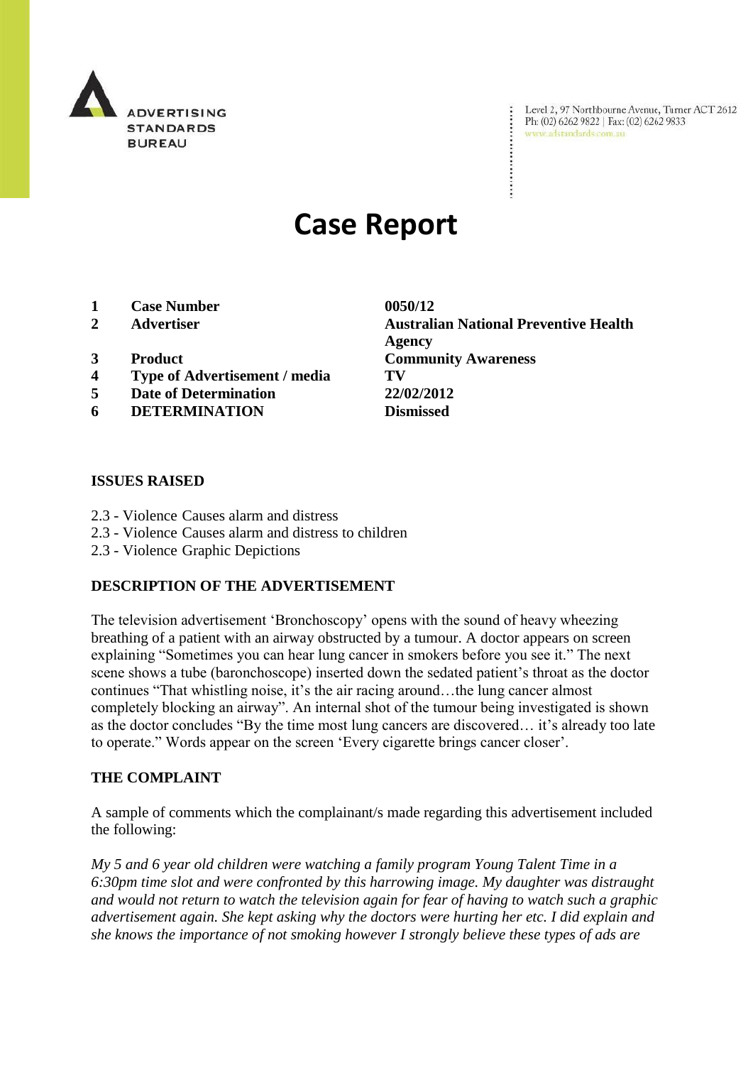ADVERTISING STANDARDS BUREAU

Level 2, 97 Northbourne Avenue, Turner ACT 2612
Ph: (02) 6262 9822 | Fax: (02) 6262 9833
www.adstandards.com.au

# Case Report

| | | |
|---|---|---|
| 1 | **Case Number** | **0050/12** |
| 2 | **Advertiser** | **Australian National Preventive Health Agency** |
| 3 | **Product** | **Community Awareness** |
| 4 | **Type of Advertisement / media** | **TV** |
| 5 | **Date of Determination** | **22/02/2012** |
| 6 | **DETERMINATION** | **Dismissed** |

## ISSUES RAISED

2.3 - Violence Causes alarm and distress
2.3 - Violence Causes alarm and distress to children
2.3 - Violence Graphic Depictions

## DESCRIPTION OF THE ADVERTISEMENT

The television advertisement 'Bronchoscopy' opens with the sound of heavy wheezing breathing of a patient with an airway obstructed by a tumour. A doctor appears on screen explaining "Sometimes you can hear lung cancer in smokers before you see it." The next scene shows a tube (baronchoscope) inserted down the sedated patient's throat as the doctor continues "That whistling noise, it's the air racing around…the lung cancer almost completely blocking an airway". An internal shot of the tumour being investigated is shown as the doctor concludes "By the time most lung cancers are discovered… it's already too late to operate." Words appear on the screen 'Every cigarette brings cancer closer'.

## THE COMPLAINT

A sample of comments which the complainant/s made regarding this advertisement included the following:

*My 5 and 6 year old children were watching a family program Young Talent Time in a 6:30pm time slot and were confronted by this harrowing image. My daughter was distraught and would not return to watch the television again for fear of having to watch such a graphic advertisement again. She kept asking why the doctors were hurting her etc. I did explain and she knows the importance of not smoking however I strongly believe these types of ads are*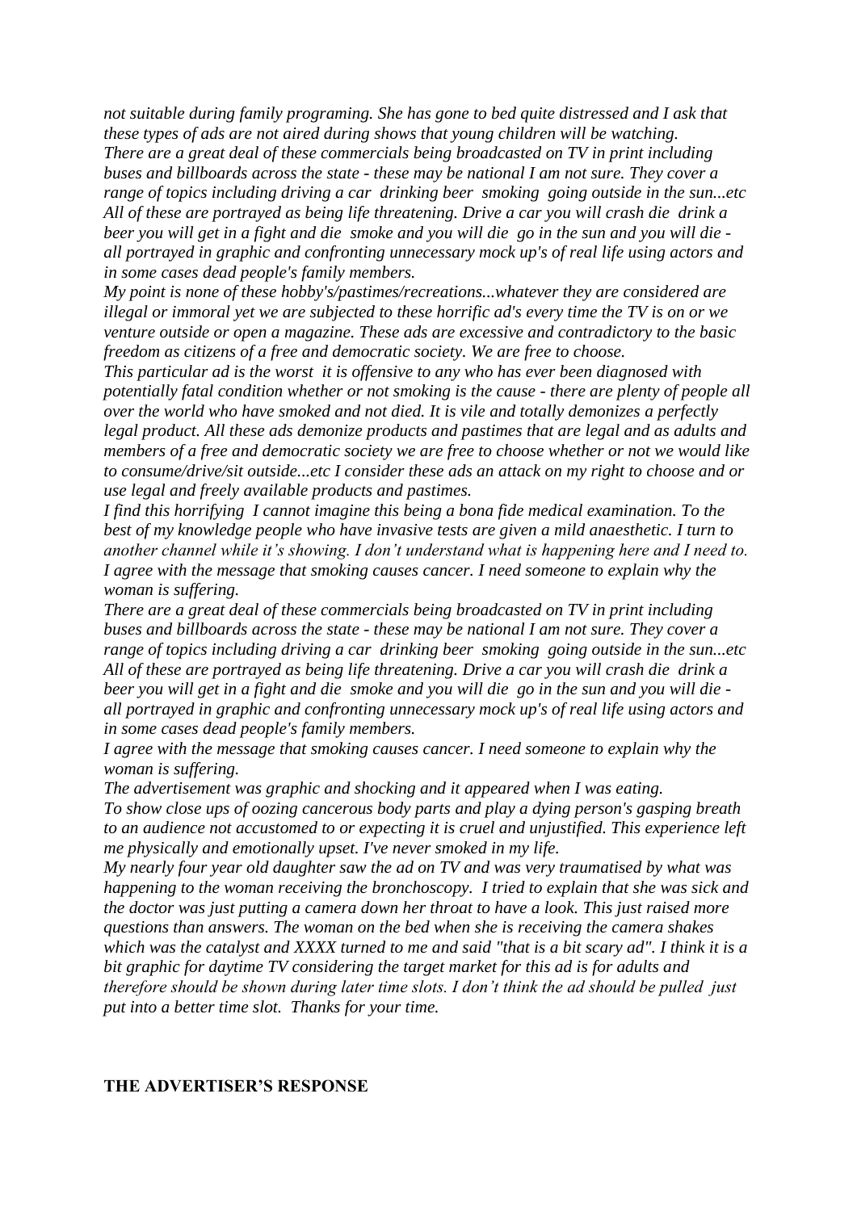*not suitable during family programing. She has gone to bed quite distressed and I ask that these types of ads are not aired during shows that young children will be watching.*

*There are a great deal of these commercials being broadcasted on TV in print including buses and billboards across the state - these may be national I am not sure. They cover a range of topics including driving a car drinking beer smoking going outside in the sun...etc All of these are portrayed as being life threatening. Drive a car you will crash die drink a beer you will get in a fight and die smoke and you will die go in the sun and you will die - all portrayed in graphic and confronting unnecessary mock up's of real life using actors and in some cases dead people's family members.*

*My point is none of these hobby's/pastimes/recreations...whatever they are considered are illegal or immoral yet we are subjected to these horrific ad's every time the TV is on or we venture outside or open a magazine. These ads are excessive and contradictory to the basic freedom as citizens of a free and democratic society. We are free to choose.*

*This particular ad is the worst it is offensive to any who has ever been diagnosed with potentially fatal condition whether or not smoking is the cause - there are plenty of people all over the world who have smoked and not died. It is vile and totally demonizes a perfectly legal product. All these ads demonize products and pastimes that are legal and as adults and members of a free and democratic society we are free to choose whether or not we would like to consume/drive/sit outside...etc I consider these ads an attack on my right to choose and or use legal and freely available products and pastimes.*

*I find this horrifying I cannot imagine this being a bona fide medical examination. To the best of my knowledge people who have invasive tests are given a mild anaesthetic. I turn to another channel while it's showing. I don't understand what is happening here and I need to. I agree with the message that smoking causes cancer. I need someone to explain why the woman is suffering.*

*There are a great deal of these commercials being broadcasted on TV in print including buses and billboards across the state - these may be national I am not sure. They cover a range of topics including driving a car drinking beer smoking going outside in the sun...etc All of these are portrayed as being life threatening. Drive a car you will crash die drink a beer you will get in a fight and die smoke and you will die go in the sun and you will die - all portrayed in graphic and confronting unnecessary mock up's of real life using actors and in some cases dead people's family members.*

*I agree with the message that smoking causes cancer. I need someone to explain why the woman is suffering.*

*The advertisement was graphic and shocking and it appeared when I was eating.*

*To show close ups of oozing cancerous body parts and play a dying person's gasping breath to an audience not accustomed to or expecting it is cruel and unjustified. This experience left me physically and emotionally upset. I've never smoked in my life.*

*My nearly four year old daughter saw the ad on TV and was very traumatised by what was happening to the woman receiving the bronchoscopy. I tried to explain that she was sick and the doctor was just putting a camera down her throat to have a look. This just raised more questions than answers. The woman on the bed when she is receiving the camera shakes which was the catalyst and XXXX turned to me and said "that is a bit scary ad". I think it is a bit graphic for daytime TV considering the target market for this ad is for adults and therefore should be shown during later time slots. I don't think the ad should be pulled just put into a better time slot. Thanks for your time.*

**THE ADVERTISER'S RESPONSE**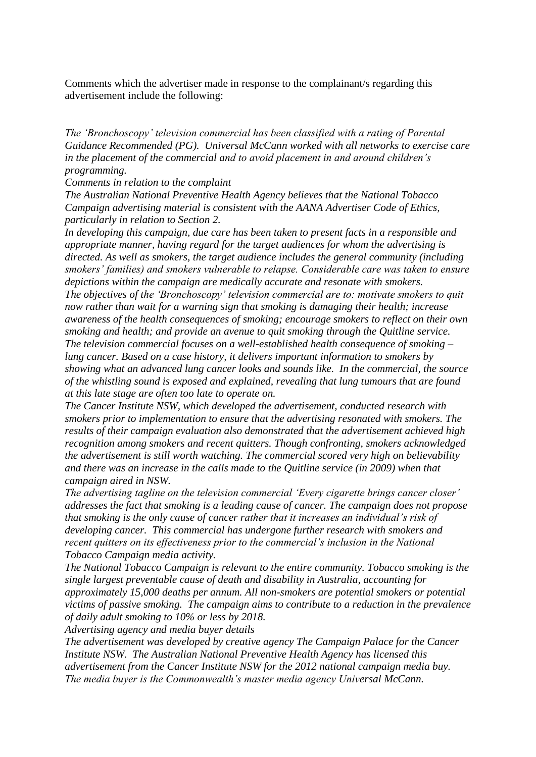Comments which the advertiser made in response to the complainant/s regarding this advertisement include the following:

*The 'Bronchoscopy' television commercial has been classified with a rating of Parental Guidance Recommended (PG). Universal McCann worked with all networks to exercise care in the placement of the commercial and to avoid placement in and around children's programming.*

*Comments in relation to the complaint*

*The Australian National Preventive Health Agency believes that the National Tobacco Campaign advertising material is consistent with the AANA Advertiser Code of Ethics, particularly in relation to Section 2.*

*In developing this campaign, due care has been taken to present facts in a responsible and appropriate manner, having regard for the target audiences for whom the advertising is directed. As well as smokers, the target audience includes the general community (including smokers' families) and smokers vulnerable to relapse. Considerable care was taken to ensure depictions within the campaign are medically accurate and resonate with smokers.*

*The objectives of the 'Bronchoscopy' television commercial are to: motivate smokers to quit now rather than wait for a warning sign that smoking is damaging their health; increase awareness of the health consequences of smoking; encourage smokers to reflect on their own smoking and health; and provide an avenue to quit smoking through the Quitline service.*

*The television commercial focuses on a well-established health consequence of smoking – lung cancer. Based on a case history, it delivers important information to smokers by showing what an advanced lung cancer looks and sounds like. In the commercial, the source of the whistling sound is exposed and explained, revealing that lung tumours that are found at this late stage are often too late to operate on.*

*The Cancer Institute NSW, which developed the advertisement, conducted research with smokers prior to implementation to ensure that the advertising resonated with smokers. The results of their campaign evaluation also demonstrated that the advertisement achieved high recognition among smokers and recent quitters. Though confronting, smokers acknowledged the advertisement is still worth watching. The commercial scored very high on believability and there was an increase in the calls made to the Quitline service (in 2009) when that campaign aired in NSW.*

*The advertising tagline on the television commercial 'Every cigarette brings cancer closer' addresses the fact that smoking is a leading cause of cancer. The campaign does not propose that smoking is the only cause of cancer rather that it increases an individual's risk of developing cancer. This commercial has undergone further research with smokers and recent quitters on its effectiveness prior to the commercial's inclusion in the National Tobacco Campaign media activity.*

*The National Tobacco Campaign is relevant to the entire community. Tobacco smoking is the single largest preventable cause of death and disability in Australia, accounting for approximately 15,000 deaths per annum. All non-smokers are potential smokers or potential victims of passive smoking. The campaign aims to contribute to a reduction in the prevalence of daily adult smoking to 10% or less by 2018.*

*Advertising agency and media buyer details*

*The advertisement was developed by creative agency The Campaign Palace for the Cancer Institute NSW. The Australian National Preventive Health Agency has licensed this advertisement from the Cancer Institute NSW for the 2012 national campaign media buy. The media buyer is the Commonwealth's master media agency Universal McCann.*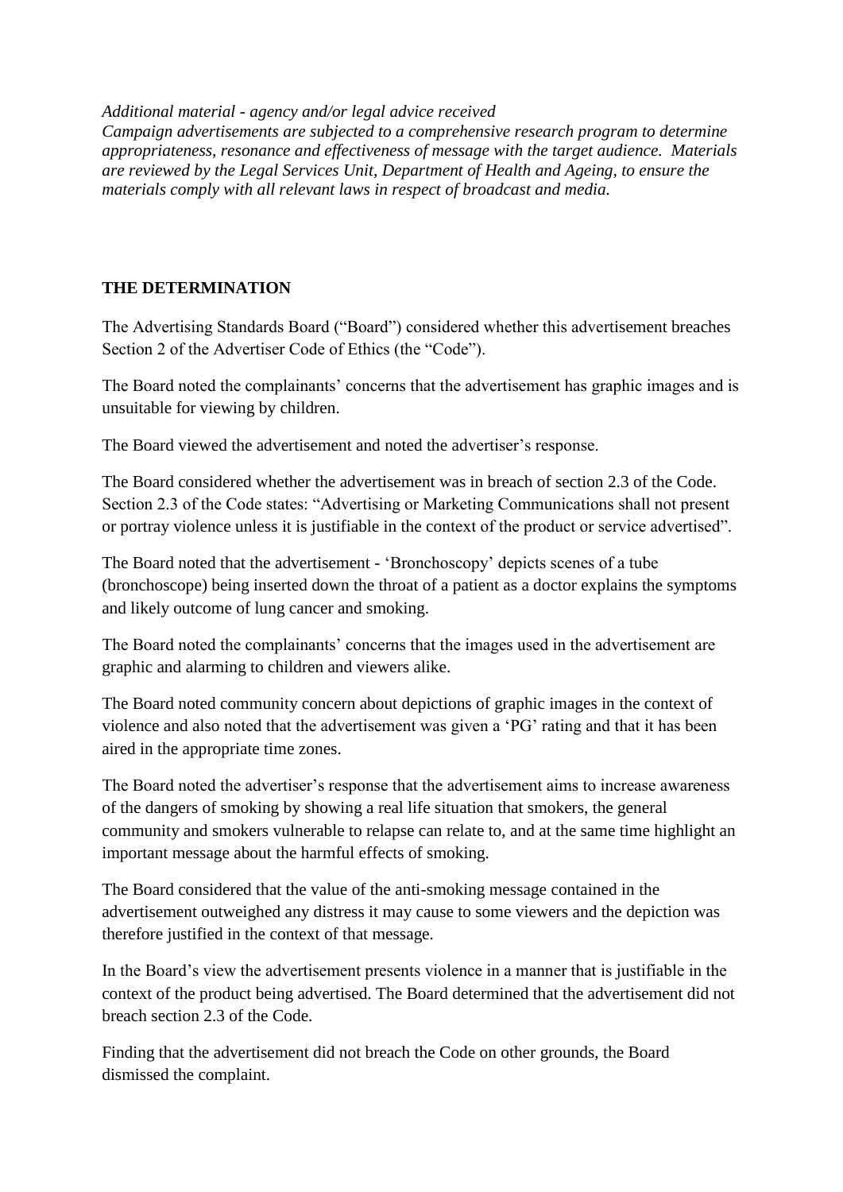*Additional material - agency and/or legal advice received*
*Campaign advertisements are subjected to a comprehensive research program to determine appropriateness, resonance and effectiveness of message with the target audience. Materials are reviewed by the Legal Services Unit, Department of Health and Ageing, to ensure the materials comply with all relevant laws in respect of broadcast and media.*

**THE DETERMINATION**

The Advertising Standards Board ("Board") considered whether this advertisement breaches Section 2 of the Advertiser Code of Ethics (the "Code").

The Board noted the complainants' concerns that the advertisement has graphic images and is unsuitable for viewing by children.

The Board viewed the advertisement and noted the advertiser's response.

The Board considered whether the advertisement was in breach of section 2.3 of the Code. Section 2.3 of the Code states: "Advertising or Marketing Communications shall not present or portray violence unless it is justifiable in the context of the product or service advertised".

The Board noted that the advertisement - 'Bronchoscopy' depicts scenes of a tube (bronchoscope) being inserted down the throat of a patient as a doctor explains the symptoms and likely outcome of lung cancer and smoking.

The Board noted the complainants' concerns that the images used in the advertisement are graphic and alarming to children and viewers alike.

The Board noted community concern about depictions of graphic images in the context of violence and also noted that the advertisement was given a 'PG' rating and that it has been aired in the appropriate time zones.

The Board noted the advertiser's response that the advertisement aims to increase awareness of the dangers of smoking by showing a real life situation that smokers, the general community and smokers vulnerable to relapse can relate to, and at the same time highlight an important message about the harmful effects of smoking.

The Board considered that the value of the anti-smoking message contained in the advertisement outweighed any distress it may cause to some viewers and the depiction was therefore justified in the context of that message.

In the Board's view the advertisement presents violence in a manner that is justifiable in the context of the product being advertised. The Board determined that the advertisement did not breach section 2.3 of the Code.

Finding that the advertisement did not breach the Code on other grounds, the Board dismissed the complaint.